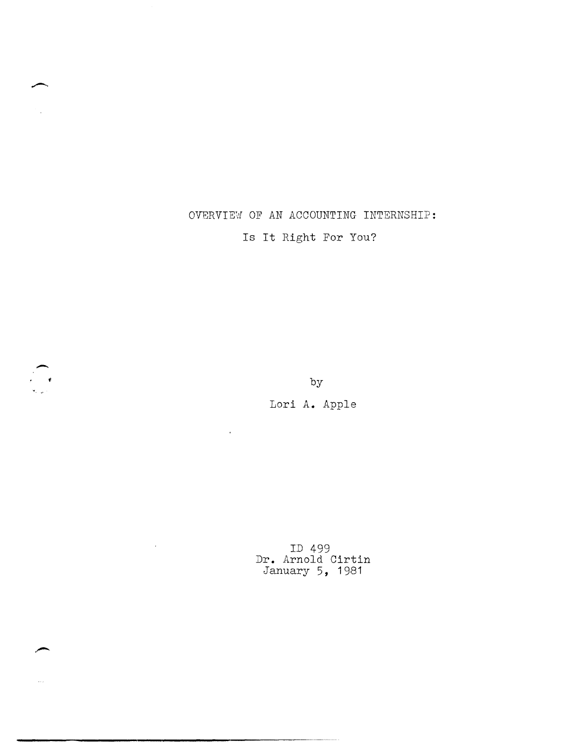# OVERVIEW OF AN ACCOUNTING INTERNSHIP:

## Is It Right For You?

by

Lori A. Apple

ID 499
Dr. Arnold Cirtin
January 5, 1981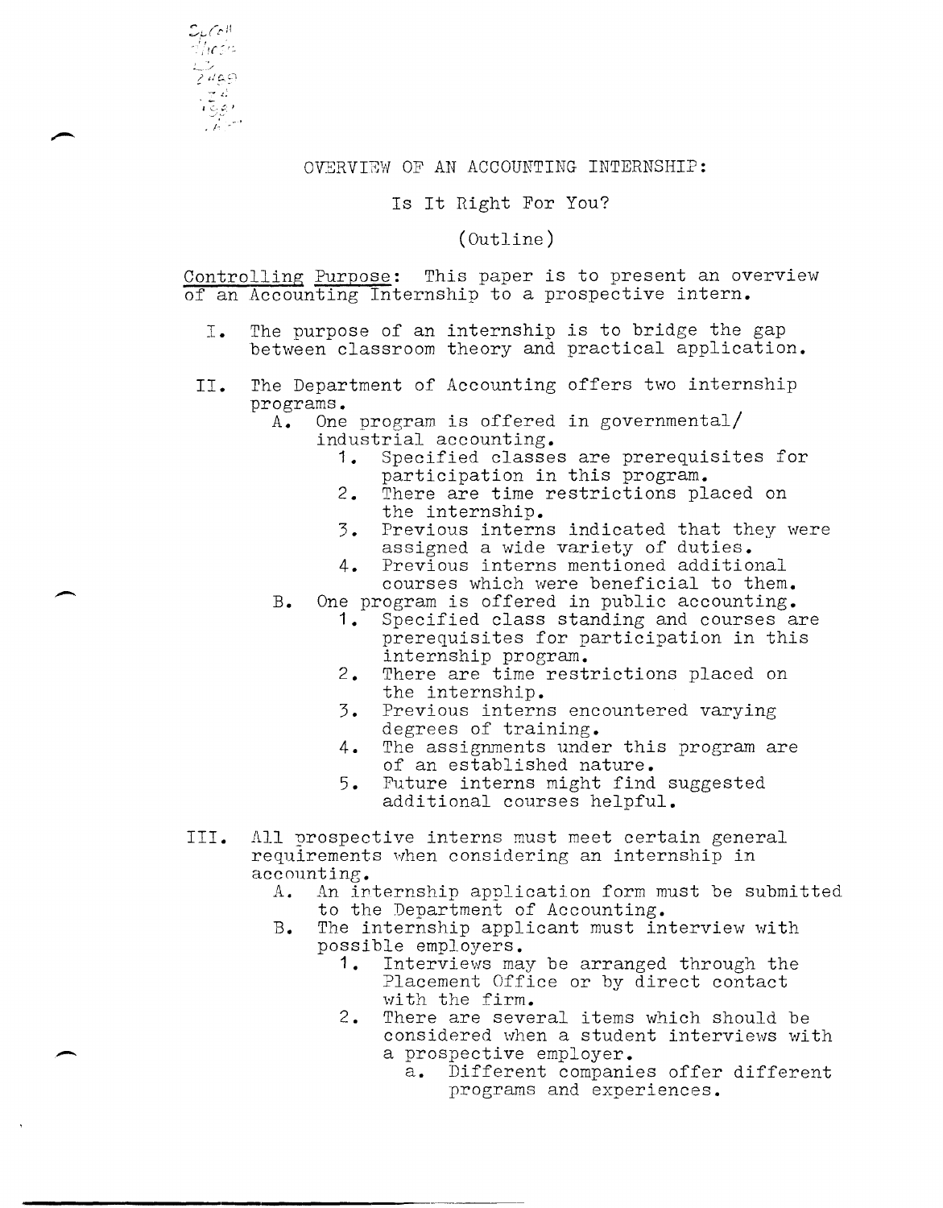OVERVIEW OF AN ACCOUNTING INTERNSHIP:

Is It Right For You?

(Outline)

Controlling Purpose: This paper is to present an overview of an Accounting Internship to a prospective intern.

I. The purpose of an internship is to bridge the gap between classroom theory and practical application.

II. The Department of Accounting offers two internship programs.
   A. One program is offered in governmental/industrial accounting.
      1. Specified classes are prerequisites for participation in this program.
      2. There are time restrictions placed on the internship.
      3. Previous interns indicated that they were assigned a wide variety of duties.
      4. Previous interns mentioned additional courses which were beneficial to them.
   B. One program is offered in public accounting.
      1. Specified class standing and courses are prerequisites for participation in this internship program.
      2. There are time restrictions placed on the internship.
      3. Previous interns encountered varying degrees of training.
      4. The assignments under this program are of an established nature.
      5. Future interns might find suggested additional courses helpful.

III. All prospective interns must meet certain general requirements when considering an internship in accounting.
   A. An internship application form must be submitted to the Department of Accounting.
   B. The internship applicant must interview with possible employers.
      1. Interviews may be arranged through the Placement Office or by direct contact with the firm.
      2. There are several items which should be considered when a student interviews with a prospective employer.
         a. Different companies offer different programs and experiences.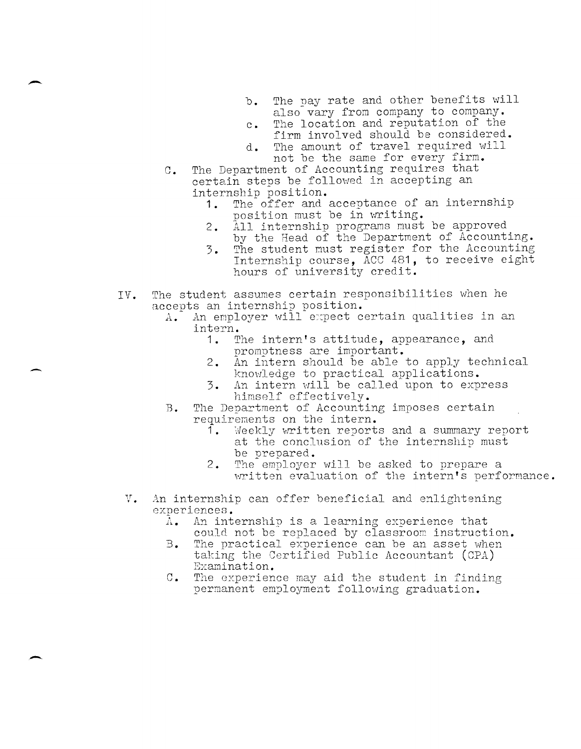- b. The pay rate and other benefits will also vary from company to company.
- c. The location and reputation of the firm involved should be considered.
- d. The amount of travel required will not be the same for every firm.

C. The Department of Accounting requires that certain steps be followed in accepting an internship position.

1. The offer and acceptance of an internship position must be in writing.
2. All internship programs must be approved by the Head of the Department of Accounting.
3. The student must register for the Accounting Internship course, ACC 481, to receive eight hours of university credit.

IV. The student assumes certain responsibilities when he accepts an internship position.

A. An employer will expect certain qualities in an intern.

1. The intern's attitude, appearance, and promptness are important.
2. An intern should be able to apply technical knowledge to practical applications.
3. An intern will be called upon to express himself effectively.

B. The Department of Accounting imposes certain requirements on the intern.

1. Weekly written reports and a summary report at the conclusion of the internship must be prepared.
2. The employer will be asked to prepare a written evaluation of the intern's performance.

V. An internship can offer beneficial and enlightening experiences.

A. An internship is a learning experience that could not be replaced by classroom instruction.

B. The practical experience can be an asset when taking the Certified Public Accountant (CPA) Examination.

C. The experience may aid the student in finding permanent employment following graduation.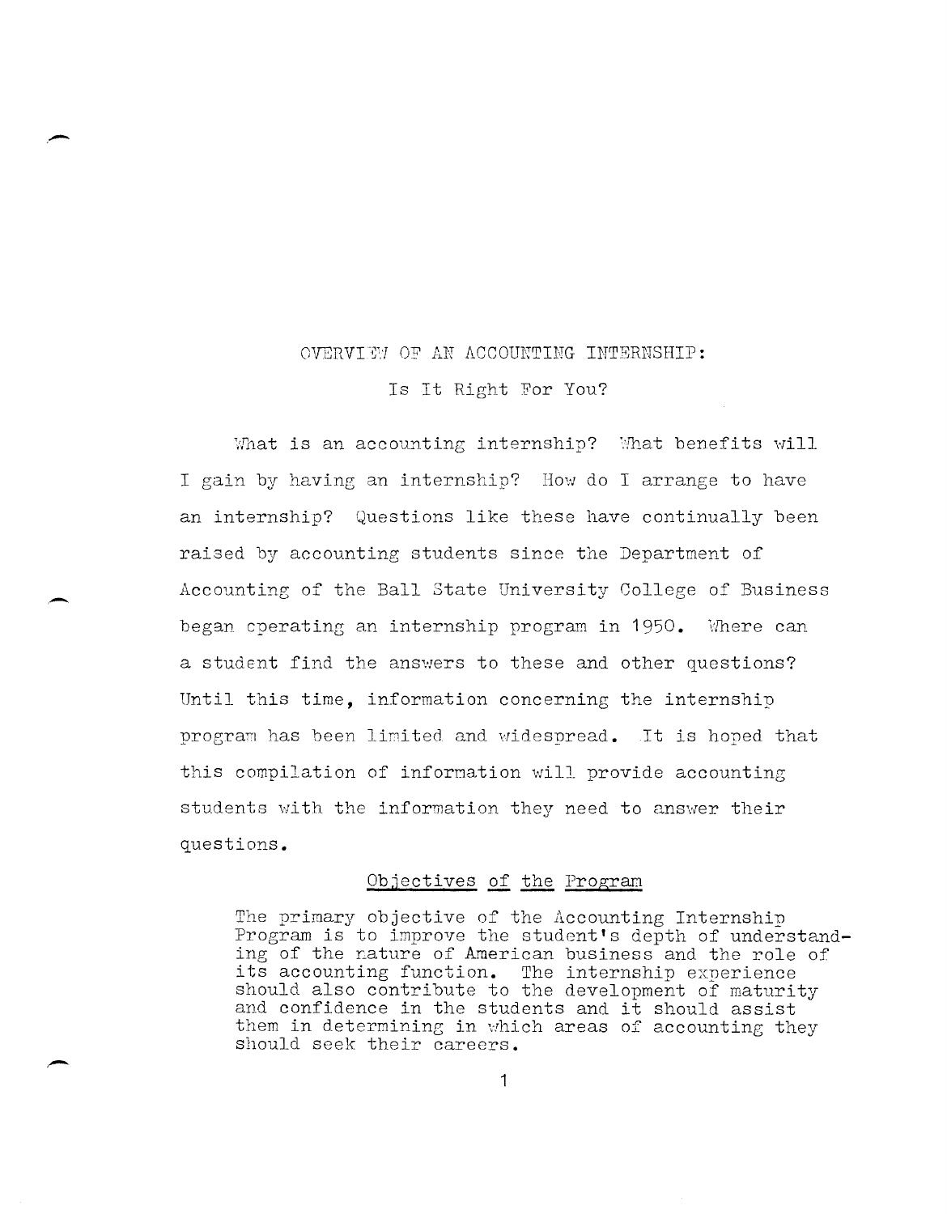# OVERVIEW OF AN ACCOUNTING INTERNSHIP:

## Is It Right For You?

What is an accounting internship? What benefits will I gain by having an internship? How do I arrange to have an internship? Questions like these have continually been raised by accounting students since the Department of Accounting of the Ball State University College of Business began operating an internship program in 1950. Where can a student find the answers to these and other questions? Until this time, information concerning the internship program has been limited and widespread. It is hoped that this compilation of information will provide accounting students with the information they need to answer their questions.

### Objectives of the Program

> The primary objective of the Accounting Internship Program is to improve the student's depth of understanding of the nature of American business and the role of its accounting function. The internship experience should also contribute to the development of maturity and confidence in the students and it should assist them in determining in which areas of accounting they should seek their careers.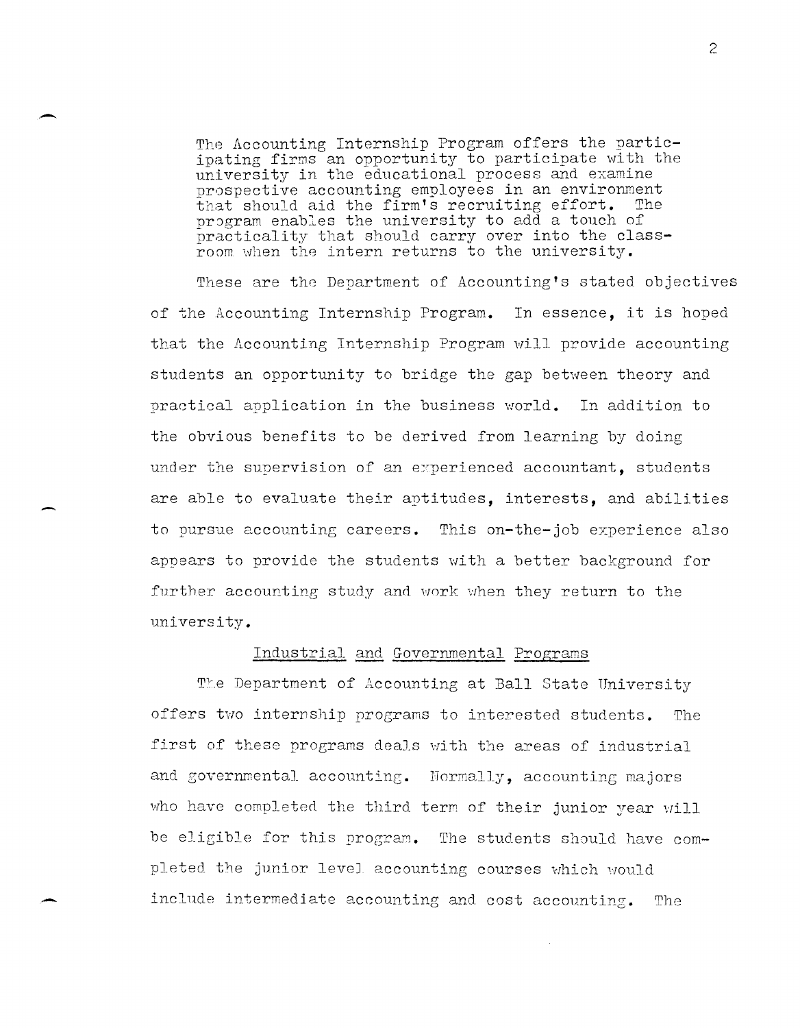The Accounting Internship Program offers the participating firms an opportunity to participate with the university in the educational process and examine prospective accounting employees in an environment that should aid the firm's recruiting effort. The program enables the university to add a touch of practicality that should carry over into the classroom when the intern returns to the university.

These are the Department of Accounting's stated objectives of the Accounting Internship Program. In essence, it is hoped that the Accounting Internship Program will provide accounting students an opportunity to bridge the gap between theory and practical application in the business world. In addition to the obvious benefits to be derived from learning by doing under the supervision of an experienced accountant, students are able to evaluate their aptitudes, interests, and abilities to pursue accounting careers. This on-the-job experience also appears to provide the students with a better background for further accounting study and work when they return to the university.

## Industrial and Governmental Programs

The Department of Accounting at Ball State University offers two internship programs to interested students. The first of these programs deals with the areas of industrial and governmental accounting. Normally, accounting majors who have completed the third term of their junior year will be eligible for this program. The students should have completed the junior level accounting courses which would include intermediate accounting and cost accounting. The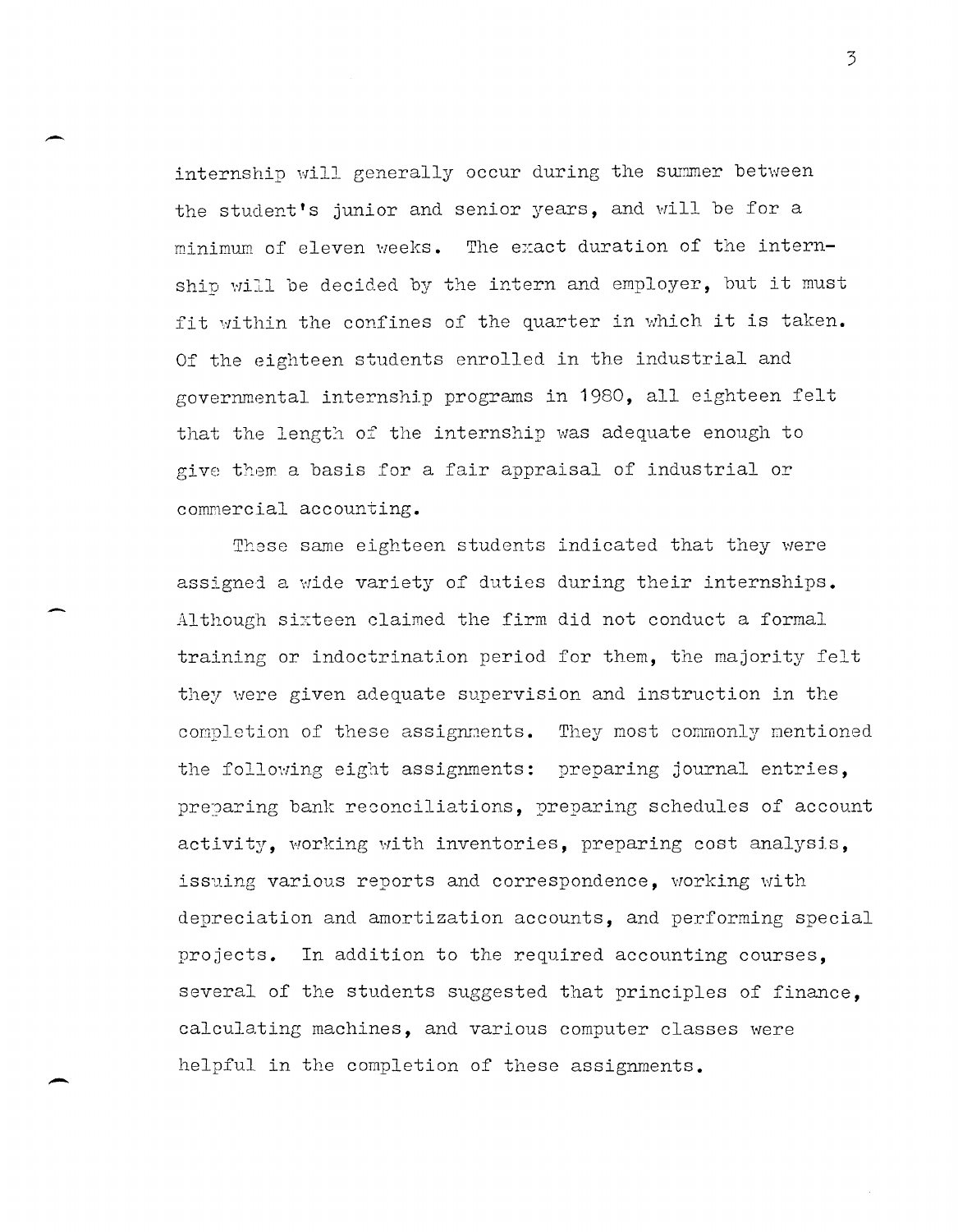internship will generally occur during the summer between the student's junior and senior years, and will be for a minimum of eleven weeks. The exact duration of the internship will be decided by the intern and employer, but it must fit within the confines of the quarter in which it is taken. Of the eighteen students enrolled in the industrial and governmental internship programs in 1980, all eighteen felt that the length of the internship was adequate enough to give them a basis for a fair appraisal of industrial or commercial accounting.

These same eighteen students indicated that they were assigned a wide variety of duties during their internships. Although sixteen claimed the firm did not conduct a formal training or indoctrination period for them, the majority felt they were given adequate supervision and instruction in the completion of these assignments. They most commonly mentioned the following eight assignments: preparing journal entries, preparing bank reconciliations, preparing schedules of account activity, working with inventories, preparing cost analysis, issuing various reports and correspondence, working with depreciation and amortization accounts, and performing special projects. In addition to the required accounting courses, several of the students suggested that principles of finance, calculating machines, and various computer classes were helpful in the completion of these assignments.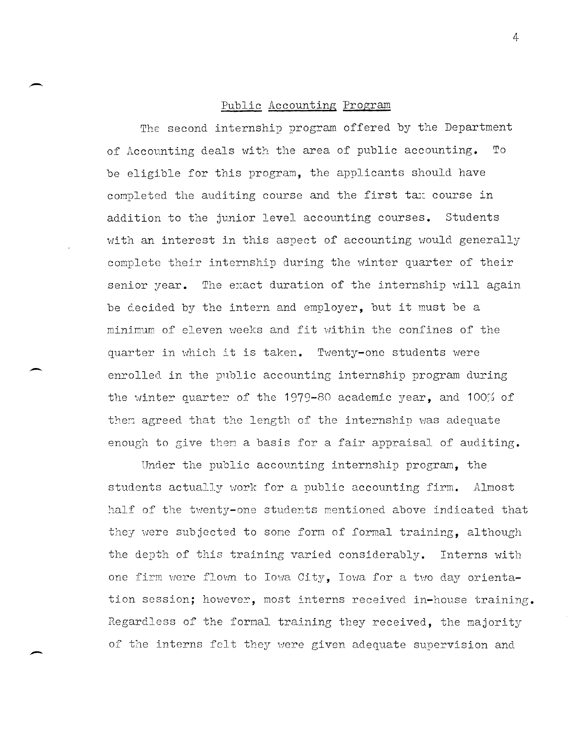## Public Accounting Program

The second internship program offered by the Department of Accounting deals with the area of public accounting. To be eligible for this program, the applicants should have completed the auditing course and the first tax course in addition to the junior level accounting courses. Students with an interest in this aspect of accounting would generally complete their internship during the winter quarter of their senior year. The exact duration of the internship will again be decided by the intern and employer, but it must be a minimum of eleven weeks and fit within the confines of the quarter in which it is taken. Twenty-one students were enrolled in the public accounting internship program during the winter quarter of the 1979-80 academic year, and 100% of them agreed that the length of the internship was adequate enough to give them a basis for a fair appraisal of auditing.

Under the public accounting internship program, the students actually work for a public accounting firm. Almost half of the twenty-one students mentioned above indicated that they were subjected to some form of formal training, although the depth of this training varied considerably. Interns with one firm were flown to Iowa City, Iowa for a two day orientation session; however, most interns received in-house training. Regardless of the formal training they received, the majority of the interns felt they were given adequate supervision and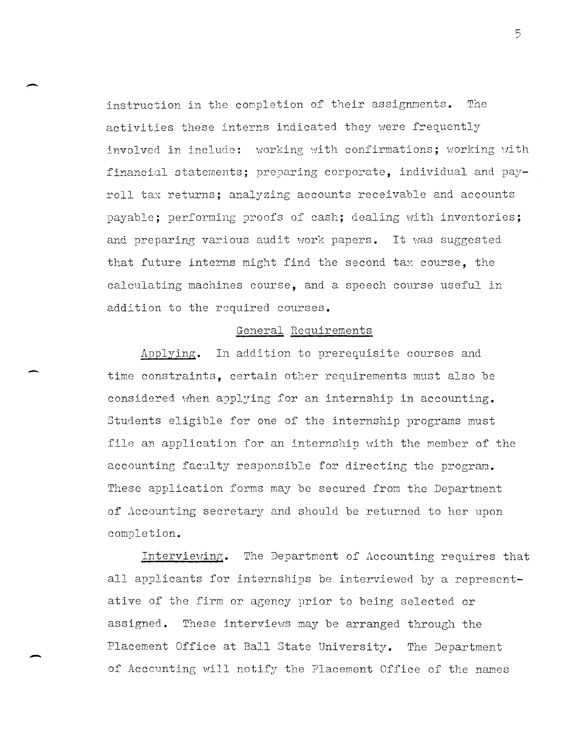instruction in the completion of their assignments. The activities these interns indicated they were frequently involved in include: working with confirmations; working with financial statements; preparing corporate, individual and payroll tax returns; analyzing accounts receivable and accounts payable; performing proofs of cash; dealing with inventories; and preparing various audit work papers. It was suggested that future interns might find the second tax course, the calculating machines course, and a speech course useful in addition to the required courses.

## General Requirements

Applying. In addition to prerequisite courses and time constraints, certain other requirements must also be considered when applying for an internship in accounting. Students eligible for one of the internship programs must file an application for an internship with the member of the accounting faculty responsible for directing the program. These application forms may be secured from the Department of Accounting secretary and should be returned to her upon completion.

Interviewing. The Department of Accounting requires that all applicants for internships be interviewed by a representative of the firm or agency prior to being selected or assigned. These interviews may be arranged through the Placement Office at Ball State University. The Department of Accounting will notify the Placement Office of the names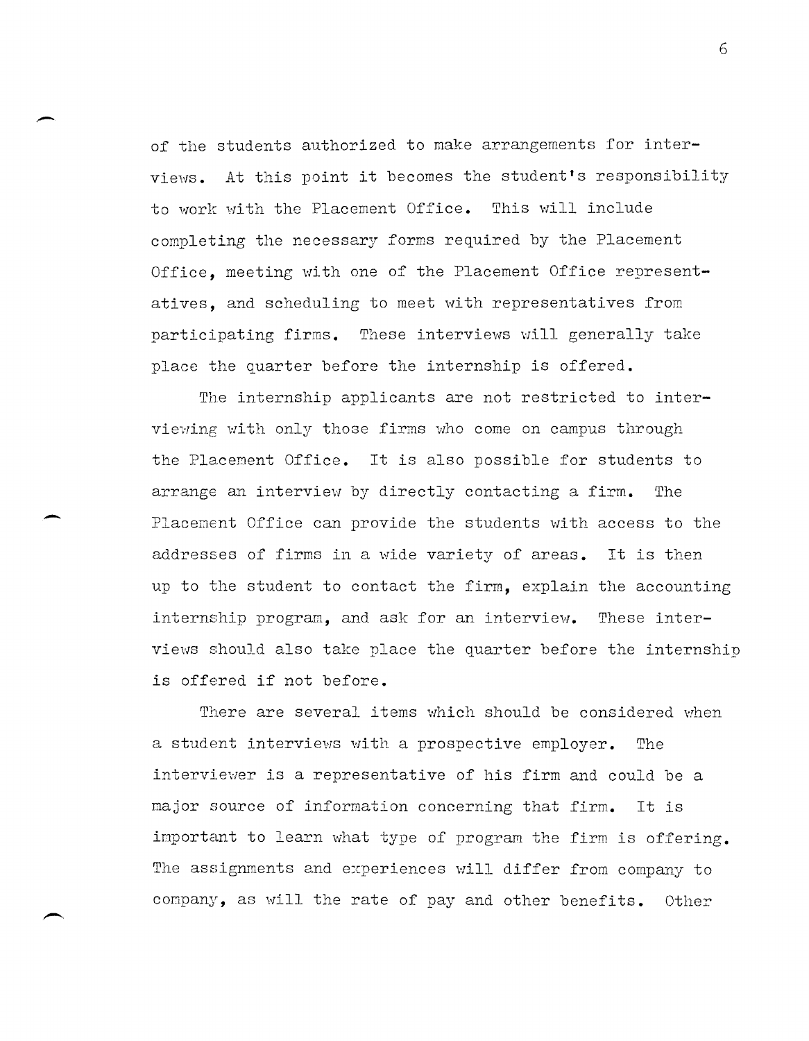of the students authorized to make arrangements for interviews. At this point it becomes the student's responsibility to work with the Placement Office. This will include completing the necessary forms required by the Placement Office, meeting with one of the Placement Office representatives, and scheduling to meet with representatives from participating firms. These interviews will generally take place the quarter before the internship is offered.

The internship applicants are not restricted to interviewing with only those firms who come on campus through the Placement Office. It is also possible for students to arrange an interview by directly contacting a firm. The Placement Office can provide the students with access to the addresses of firms in a wide variety of areas. It is then up to the student to contact the firm, explain the accounting internship program, and ask for an interview. These interviews should also take place the quarter before the internship is offered if not before.

There are several items which should be considered when a student interviews with a prospective employer. The interviewer is a representative of his firm and could be a major source of information concerning that firm. It is important to learn what type of program the firm is offering. The assignments and experiences will differ from company to company, as will the rate of pay and other benefits. Other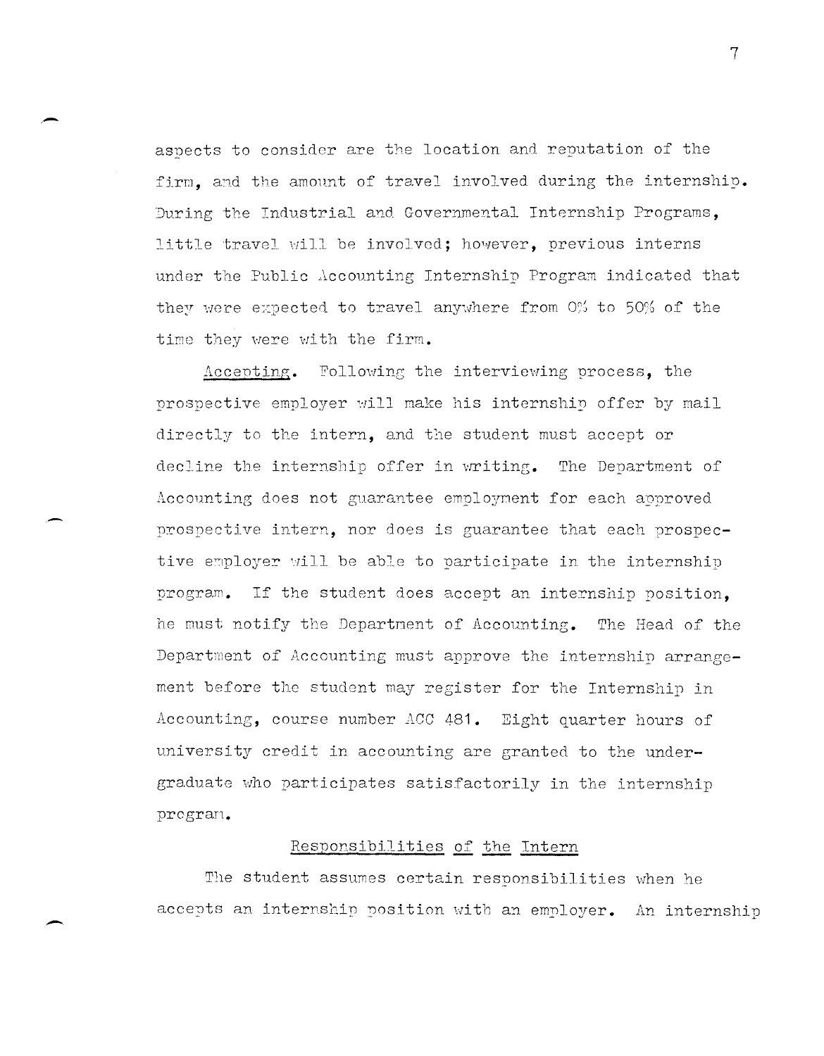aspects to consider are the location and reputation of the firm, and the amount of travel involved during the internship. During the Industrial and Governmental Internship Programs, little travel will be involved; however, previous interns under the Public Accounting Internship Program indicated that they were expected to travel anywhere from 0% to 50% of the time they were with the firm.

Accepting. Following the interviewing process, the prospective employer will make his internship offer by mail directly to the intern, and the student must accept or decline the internship offer in writing. The Department of Accounting does not guarantee employment for each approved prospective intern, nor does is guarantee that each prospective employer will be able to participate in the internship program. If the student does accept an internship position, he must notify the Department of Accounting. The Head of the Department of Accounting must approve the internship arrangement before the student may register for the Internship in Accounting, course number ACC 481. Eight quarter hours of university credit in accounting are granted to the undergraduate who participates satisfactorily in the internship program.

## Responsibilities of the Intern

The student assumes certain responsibilities when he accepts an internship position with an employer. An internship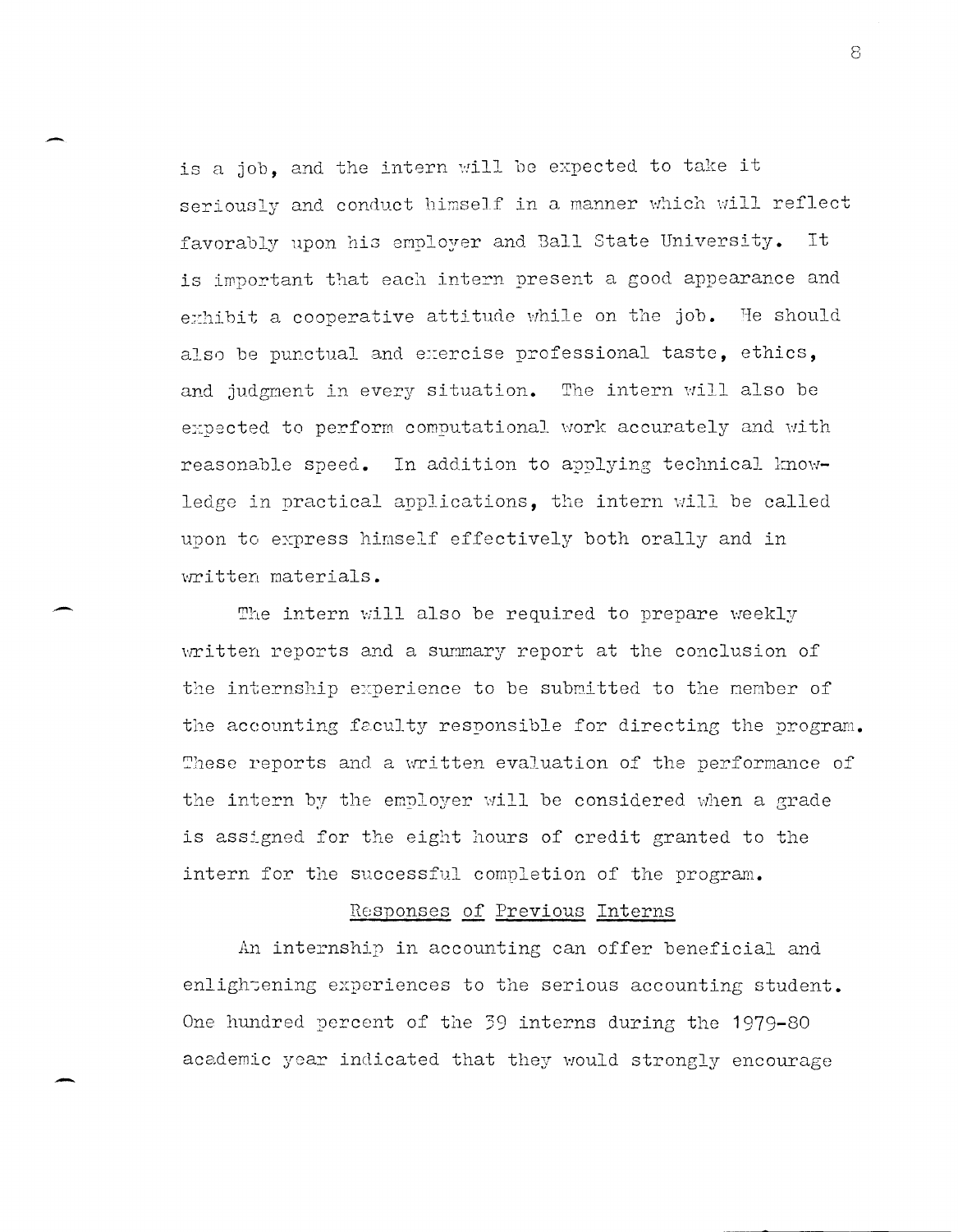is a job, and the intern will be expected to take it seriously and conduct himself in a manner which will reflect favorably upon his employer and Ball State University. It is important that each intern present a good appearance and exhibit a cooperative attitude while on the job. He should also be punctual and exercise professional taste, ethics, and judgment in every situation. The intern will also be expected to perform computational work accurately and with reasonable speed. In addition to applying technical knowledge in practical applications, the intern will be called upon to express himself effectively both orally and in written materials.

The intern will also be required to prepare weekly written reports and a summary report at the conclusion of the internship experience to be submitted to the member of the accounting faculty responsible for directing the program. These reports and a written evaluation of the performance of the intern by the employer will be considered when a grade is assigned for the eight hours of credit granted to the intern for the successful completion of the program.

## Responses of Previous Interns

An internship in accounting can offer beneficial and enlightening experiences to the serious accounting student. One hundred percent of the 39 interns during the 1979-80 academic year indicated that they would strongly encourage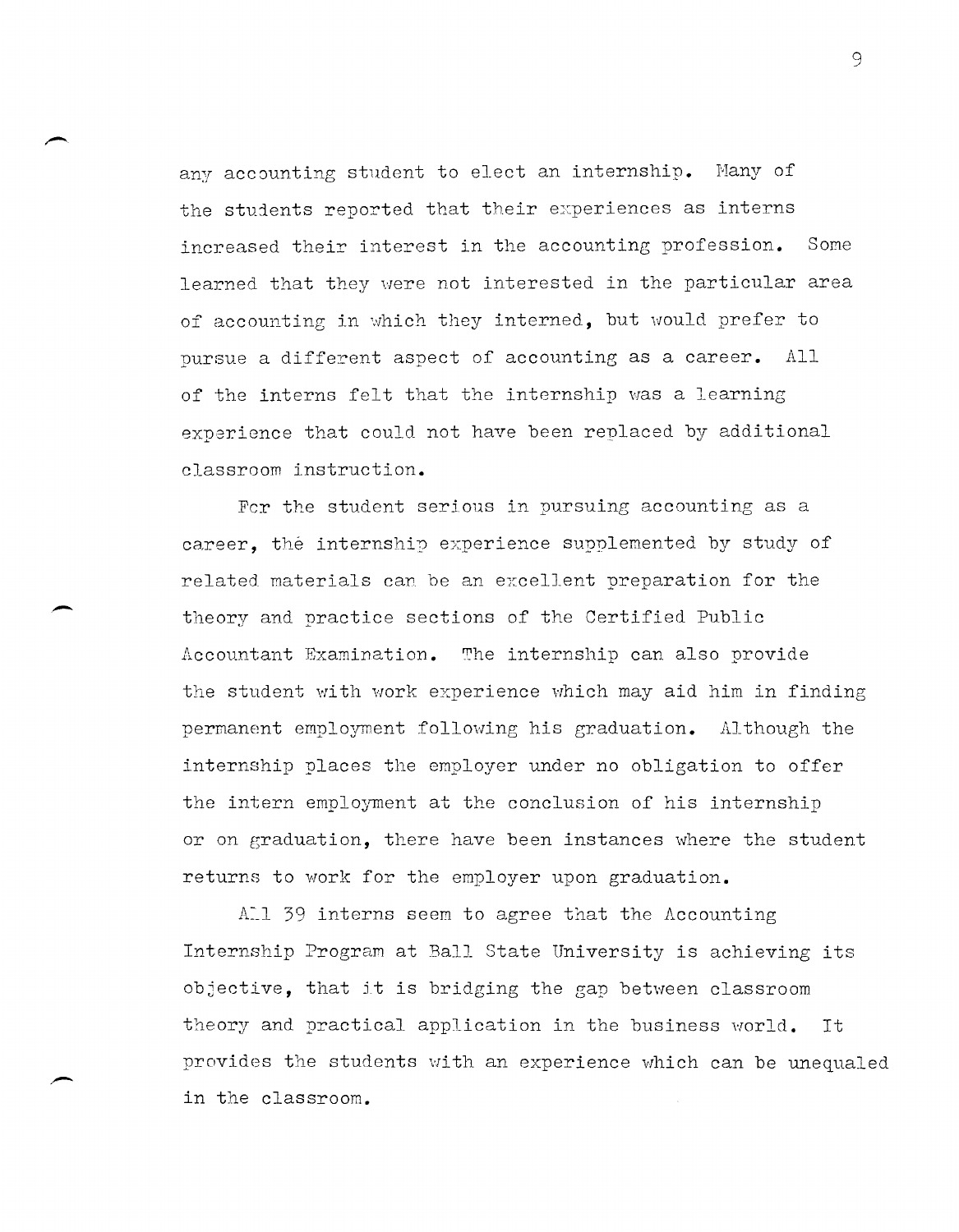any accounting student to elect an internship. Many of the students reported that their experiences as interns increased their interest in the accounting profession. Some learned that they were not interested in the particular area of accounting in which they interned, but would prefer to pursue a different aspect of accounting as a career. All of the interns felt that the internship was a learning experience that could not have been replaced by additional classroom instruction.

For the student serious in pursuing accounting as a career, the internship experience supplemented by study of related materials can be an excellent preparation for the theory and practice sections of the Certified Public Accountant Examination. The internship can also provide the student with work experience which may aid him in finding permanent employment following his graduation. Although the internship places the employer under no obligation to offer the intern employment at the conclusion of his internship or on graduation, there have been instances where the student returns to work for the employer upon graduation.

All 39 interns seem to agree that the Accounting Internship Program at Ball State University is achieving its objective, that it is bridging the gap between classroom theory and practical application in the business world. It provides the students with an experience which can be unequaled in the classroom.